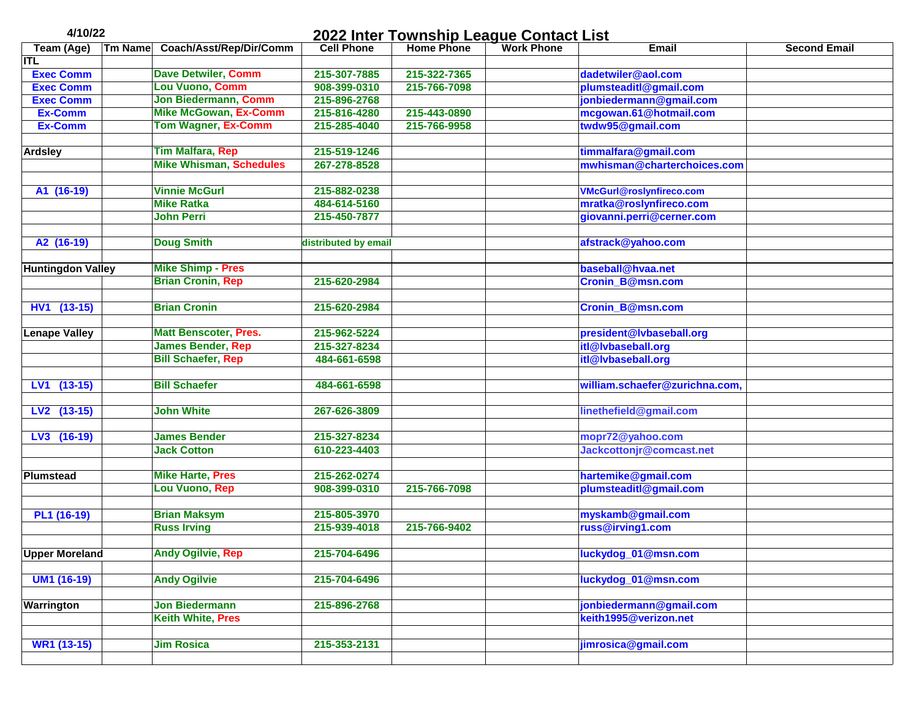4/10/22

# 2022 Inter Township League Contact List

| Team (Age) | Tm Name | Coach/Asst/Rep/Dir/Comm | Cell Phone | Home Phone | Work Phone | Email | Second Email |
|---|---|---|---|---|---|---|---|
| ITL | | | | | | | |
| Exec Comm | | Dave Detwiler, Comm | 215-307-7885 | 215-322-7365 | | dadetwiler@aol.com | |
| Exec Comm | | Lou Vuono, Comm | 908-399-0310 | 215-766-7098 | | plumsteaditl@gmail.com | |
| Exec Comm | | Jon Biedermann, Comm | 215-896-2768 | | | jonbiedermann@gmail.com | |
| Ex-Comm | | Mike McGowan, Ex-Comm | 215-816-4280 | 215-443-0890 | | mcgowan.61@hotmail.com | |
| Ex-Comm | | Tom Wagner, Ex-Comm | 215-285-4040 | 215-766-9958 | | twdw95@gmail.com | |
| | | | | | | | |
| Ardsley | | Tim Malfara, Rep | 215-519-1246 | | | timmalfara@gmail.com | |
| | | Mike Whisman, Schedules | 267-278-8528 | | | mwhisman@charterchoices.com | |
| | | | | | | | |
| A1 (16-19) | | Vinnie McGurl | 215-882-0238 | | | VMcGurl@roslynfireco.com | |
| | | Mike Ratka | 484-614-5160 | | | mratka@roslynfireco.com | |
| | | John Perri | 215-450-7877 | | | giovanni.perri@cerner.com | |
| | | | | | | | |
| A2 (16-19) | | Doug Smith | distributed by email | | | afstrack@yahoo.com | |
| | | | | | | | |
| Huntingdon Valley | | Mike Shimp - Pres | | | | baseball@hvaa.net | |
| | | Brian Cronin, Rep | 215-620-2984 | | | Cronin_B@msn.com | |
| | | | | | | | |
| HV1 (13-15) | | Brian Cronin | 215-620-2984 | | | Cronin_B@msn.com | |
| | | | | | | | |
| Lenape Valley | | Matt Benscoter, Pres. | 215-962-5224 | | | president@lvbaseball.org | |
| | | James Bender, Rep | 215-327-8234 | | | itl@lvbaseball.org | |
| | | Bill Schaefer, Rep | 484-661-6598 | | | itl@lvbaseball.org | |
| | | | | | | | |
| LV1 (13-15) | | Bill Schaefer | 484-661-6598 | | | william.schaefer@zurichna.com, | |
| | | | | | | | |
| LV2 (13-15) | | John White | 267-626-3809 | | | linethefield@gmail.com | |
| | | | | | | | |
| LV3 (16-19) | | James Bender | 215-327-8234 | | | mopr72@yahoo.com | |
| | | Jack Cotton | 610-223-4403 | | | Jackcottonjr@comcast.net | |
| | | | | | | | |
| Plumstead | | Mike Harte, Pres | 215-262-0274 | | | hartemike@gmail.com | |
| | | Lou Vuono, Rep | 908-399-0310 | 215-766-7098 | | plumsteaditl@gmail.com | |
| | | | | | | | |
| PL1 (16-19) | | Brian Maksym | 215-805-3970 | | | myskamb@gmail.com | |
| | | Russ Irving | 215-939-4018 | 215-766-9402 | | russ@irving1.com | |
| | | | | | | | |
| Upper Moreland | | Andy Ogilvie, Rep | 215-704-6496 | | | luckydog_01@msn.com | |
| | | | | | | | |
| UM1 (16-19) | | Andy Ogilvie | 215-704-6496 | | | luckydog_01@msn.com | |
| | | | | | | | |
| Warrington | | Jon Biedermann | 215-896-2768 | | | jonbiedermann@gmail.com | |
| | | Keith White, Pres | | | | keith1995@verizon.net | |
| | | | | | | | |
| WR1 (13-15) | | Jim Rosica | 215-353-2131 | | | jimrosica@gmail.com | |
| | | | | | | | |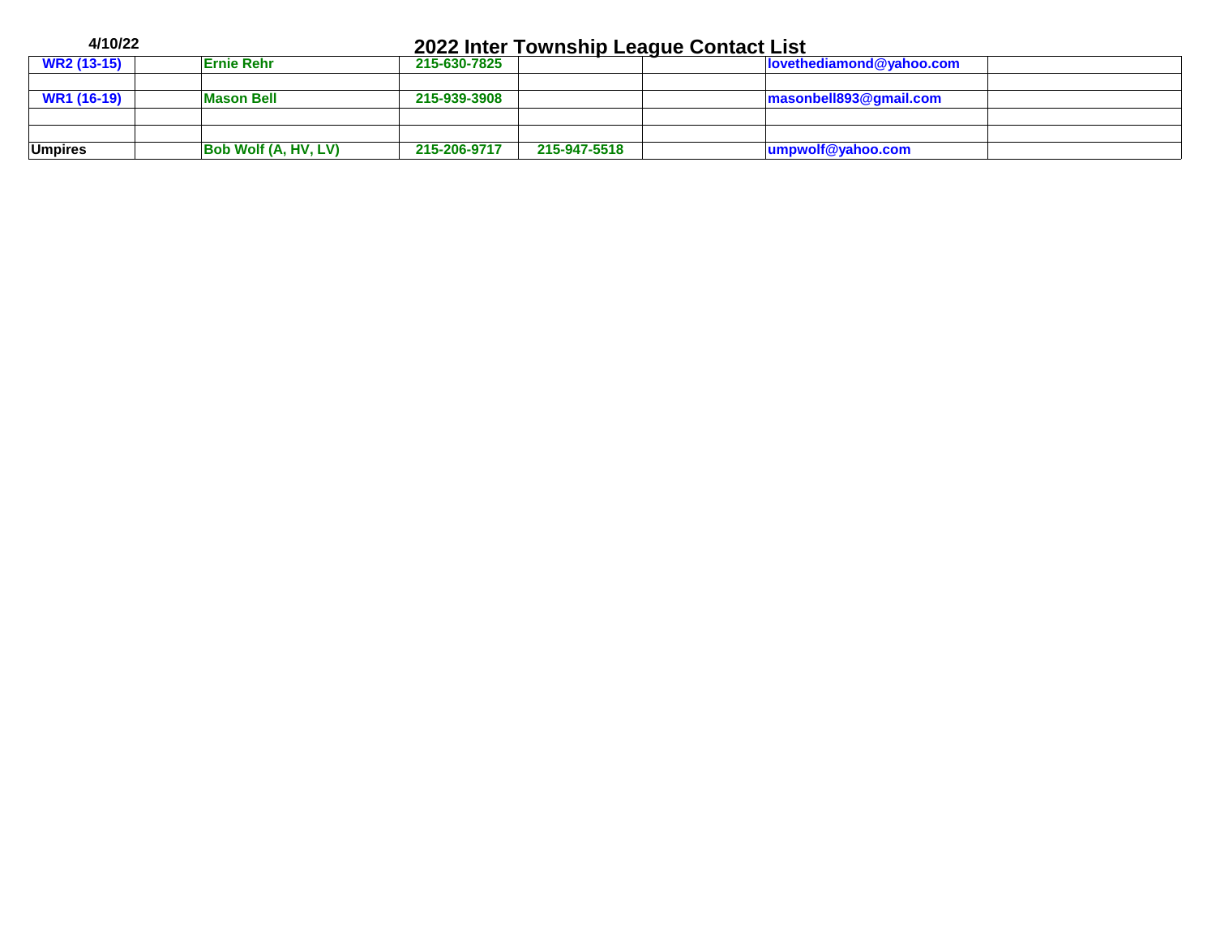4/10/22

# 2022 Inter Township League Contact List

| | | | | | | | |
|---|---|---|---|---|---|---|---|
| **WR2 (13-15)** | | **Ernie Rehr** | **215-630-7825** | | | **lovethediamond@yahoo.com** | |
| | | | | | | | |
| **WR1 (16-19)** | | **Mason Bell** | **215-939-3908** | | | **masonbell893@gmail.com** | |
| | | | | | | | |
| | | | | | | | |
| **Umpires** | | **Bob Wolf (A, HV, LV)** | **215-206-9717** | **215-947-5518** | | **umpwolf@yahoo.com** | |